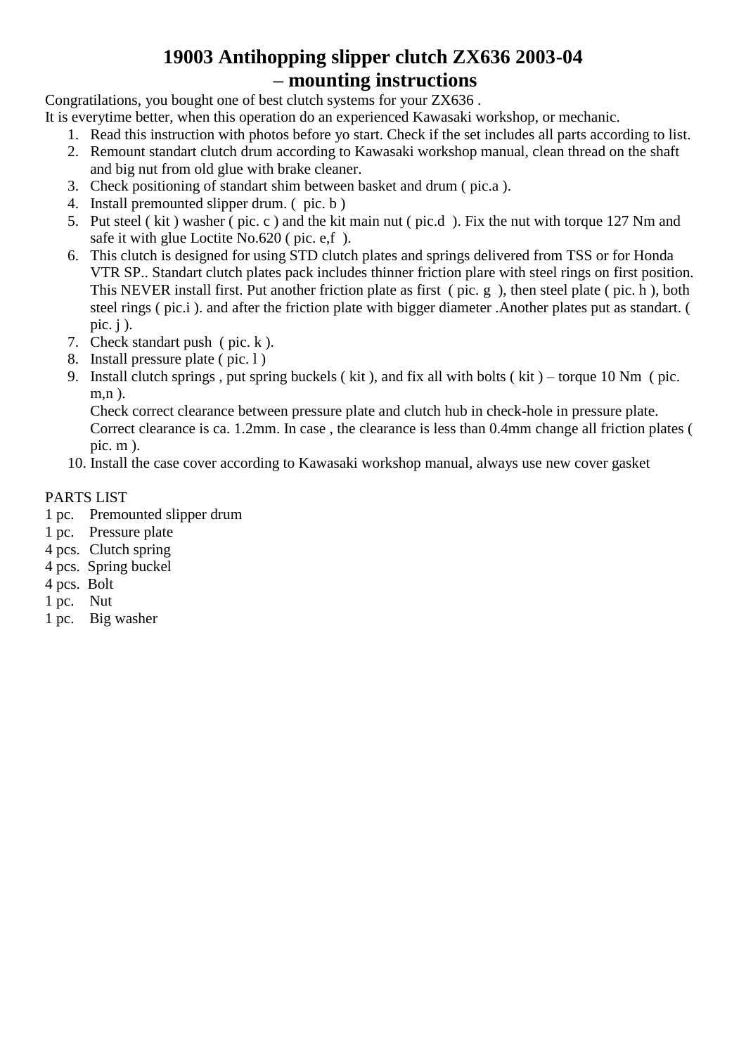# 19003 Antihopping slipper clutch ZX636 2003-04 – mounting instructions

Congratilations, you bought one of best clutch systems for your ZX636 .
It is everytime better, when this operation do an experienced Kawasaki workshop, or mechanic.

1. Read this instruction with photos before yo start. Check if the set includes all parts according to list.
2. Remount standart clutch drum according to Kawasaki workshop manual, clean thread on the shaft and big nut from old glue with brake cleaner.
3. Check positioning of standart shim between basket and drum ( pic.a ).
4. Install premounted slipper drum. ( pic. b )
5. Put steel ( kit ) washer ( pic. c ) and the kit main nut ( pic.d ). Fix the nut with torque 127 Nm and safe it with glue Loctite No.620 ( pic. e,f ).
6. This clutch is designed for using STD clutch plates and springs delivered from TSS or for Honda VTR SP.. Standart clutch plates pack includes thinner friction plare with steel rings on first position. This NEVER install first. Put another friction plate as first ( pic. g ), then steel plate ( pic. h ), both steel rings ( pic.i ). and after the friction plate with bigger diameter .Another plates put as standart. ( pic. j ).
7. Check standart push ( pic. k ).
8. Install pressure plate ( pic. l )
9. Install clutch springs , put spring buckels ( kit ), and fix all with bolts ( kit ) – torque 10 Nm ( pic. m,n ).
   Check correct clearance between pressure plate and clutch hub in check-hole in pressure plate. Correct clearance is ca. 1.2mm. In case , the clearance is less than 0.4mm change all friction plates ( pic. m ).
10. Install the case cover according to Kawasaki workshop manual, always use new cover gasket

PARTS LIST

1 pc. Premounted slipper drum
1 pc. Pressure plate
4 pcs. Clutch spring
4 pcs. Spring buckel
4 pcs. Bolt
1 pc. Nut
1 pc. Big washer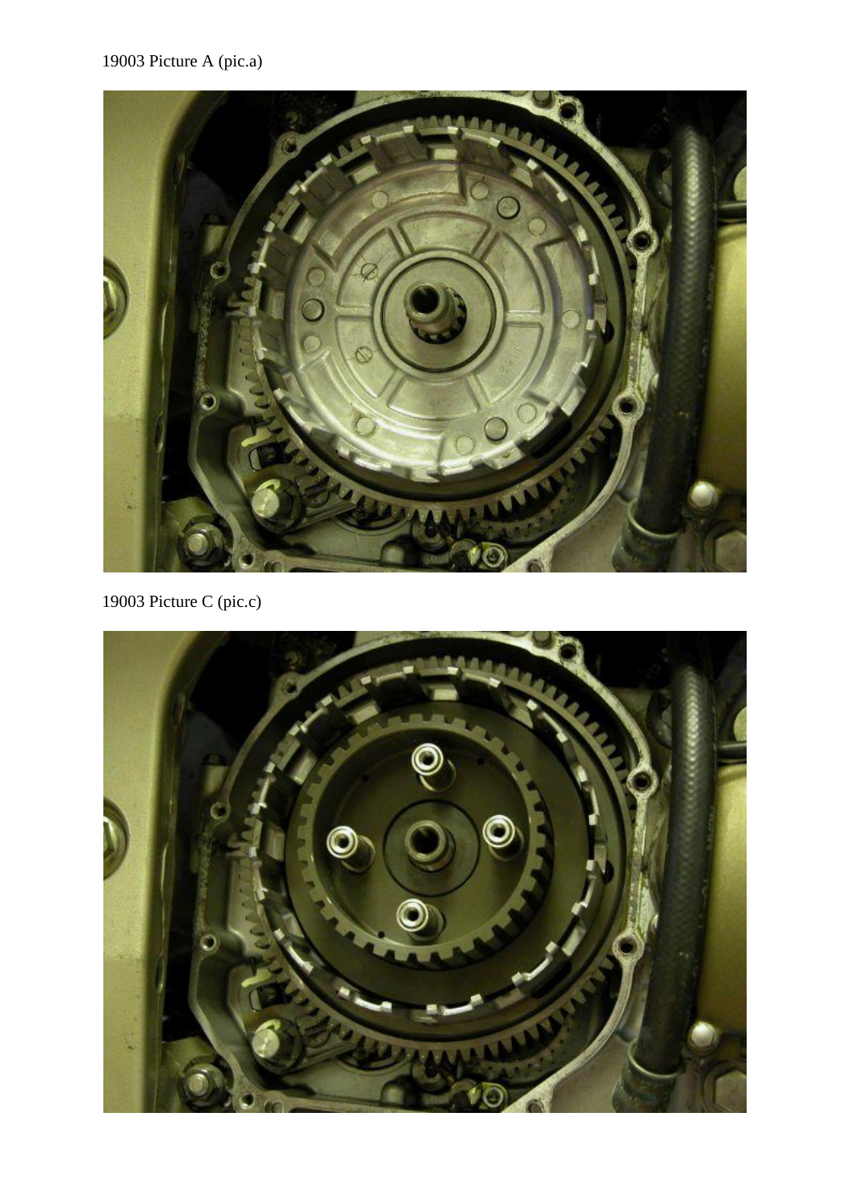19003 Picture A (pic.a)

19003 Picture C (pic.c)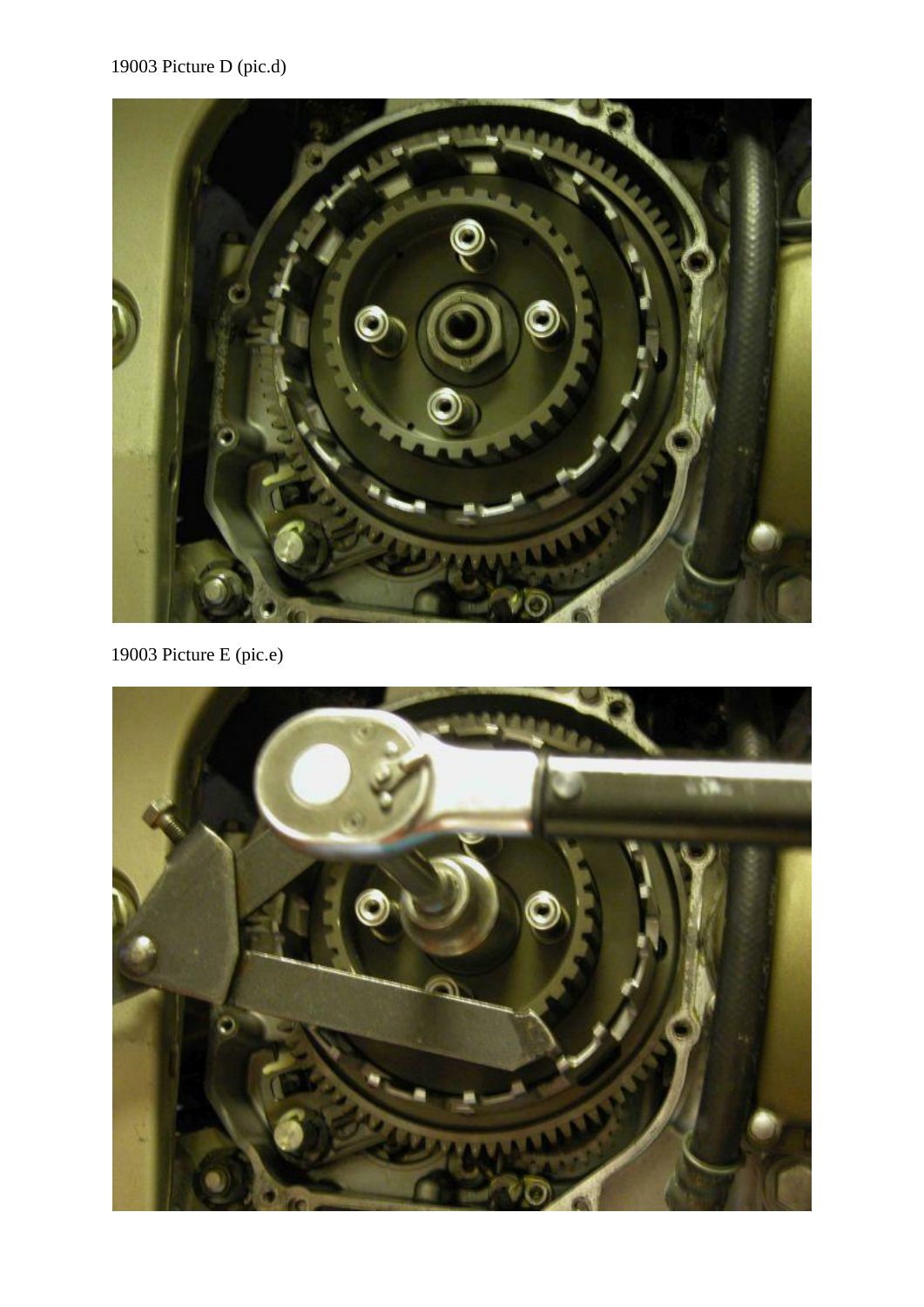19003 Picture D (pic.d)

19003 Picture E (pic.e)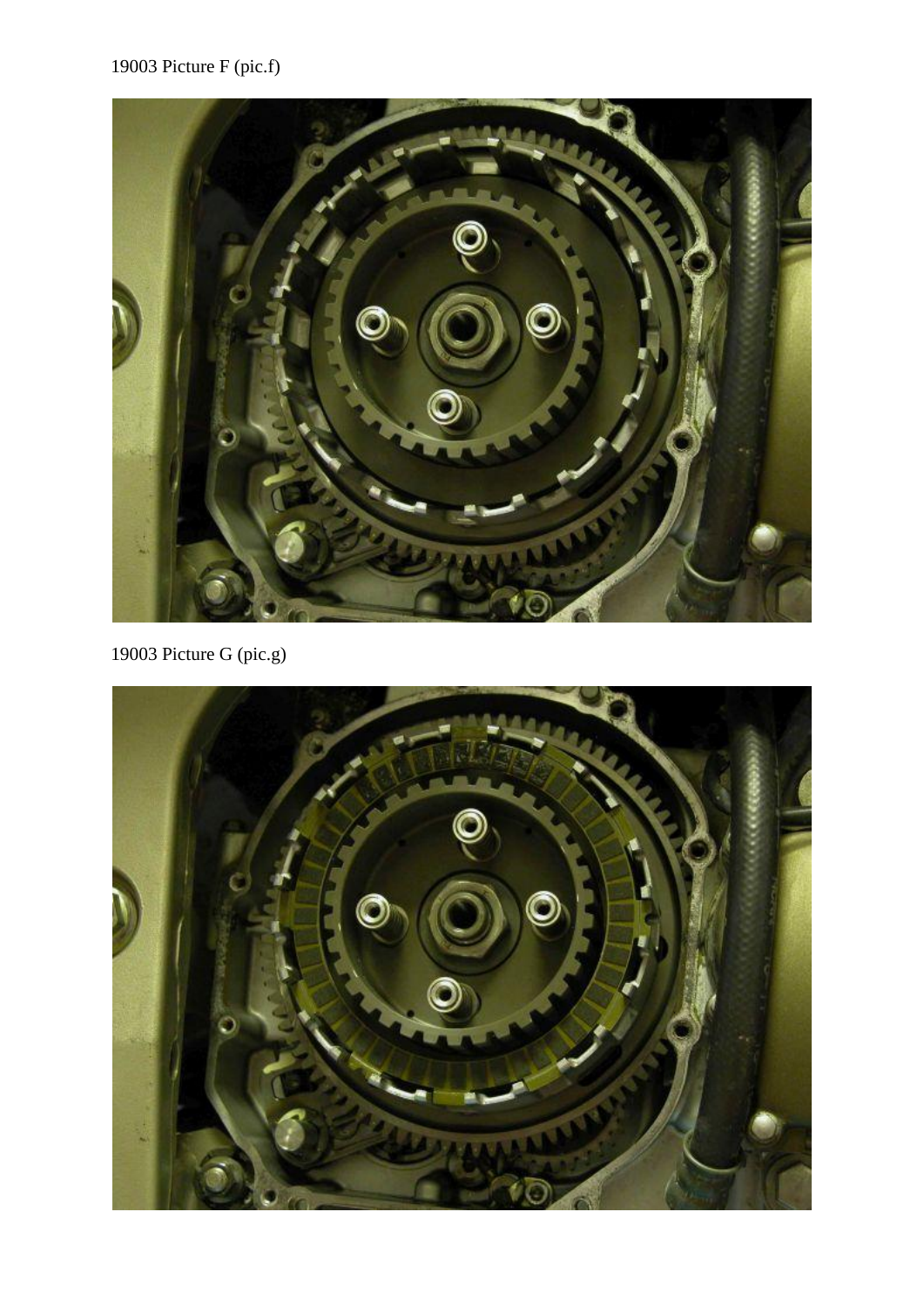19003 Picture F (pic.f)

19003 Picture G (pic.g)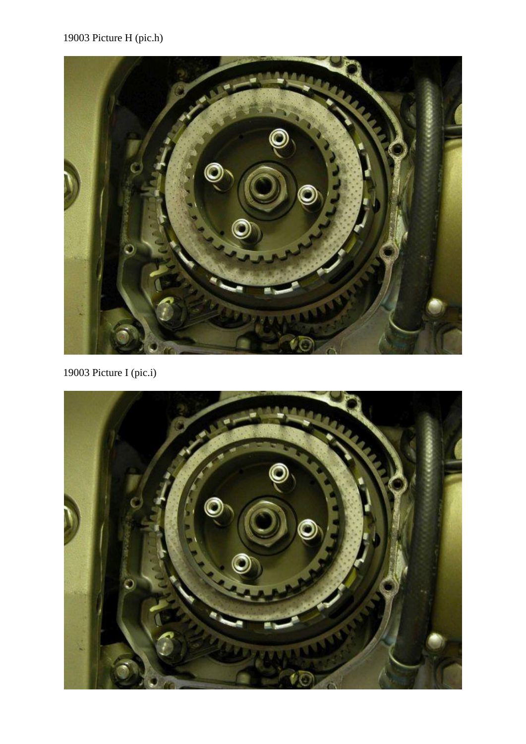19003 Picture H (pic.h)

19003 Picture I (pic.i)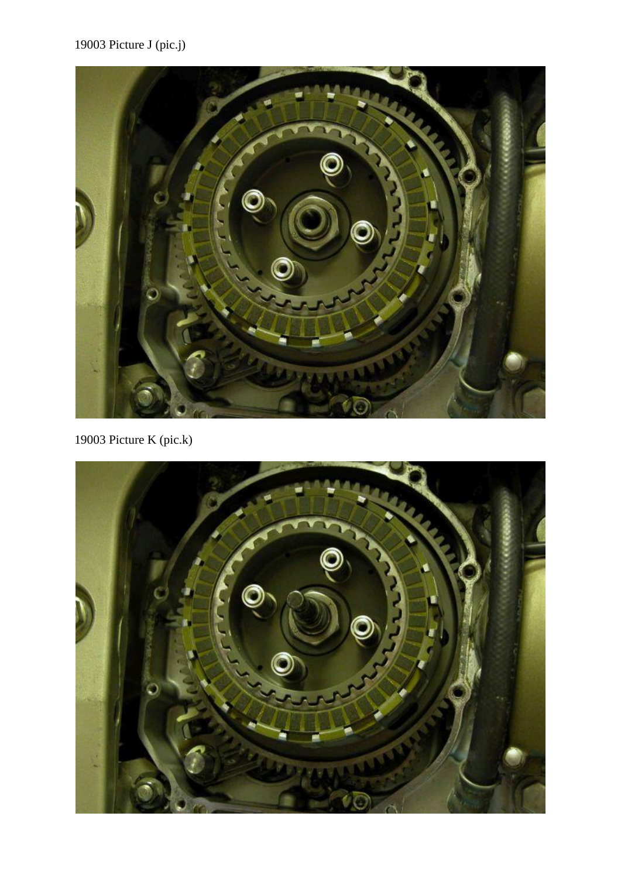19003 Picture J (pic.j)

19003 Picture K (pic.k)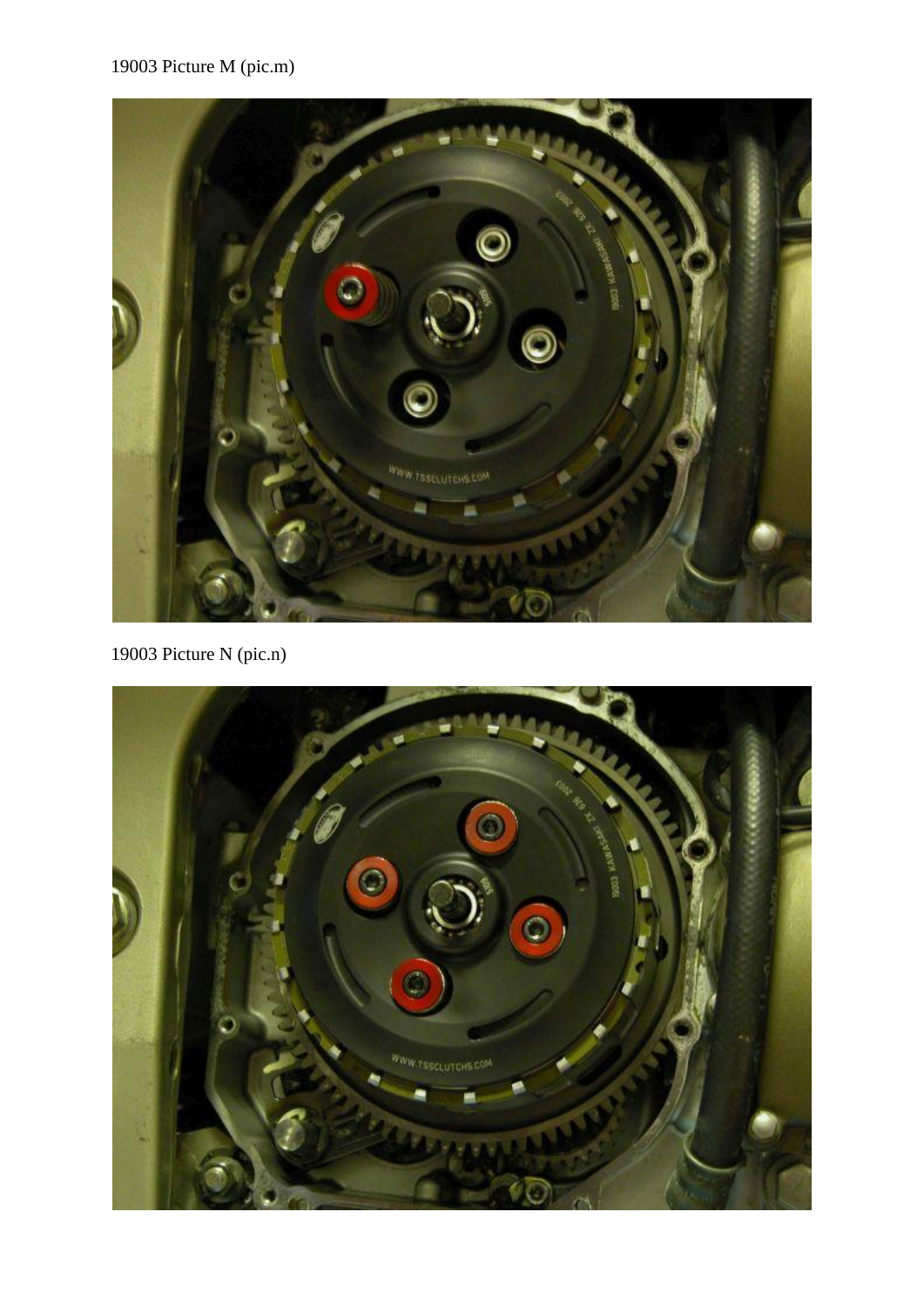19003 Picture M (pic.m)

19003 Picture N (pic.n)